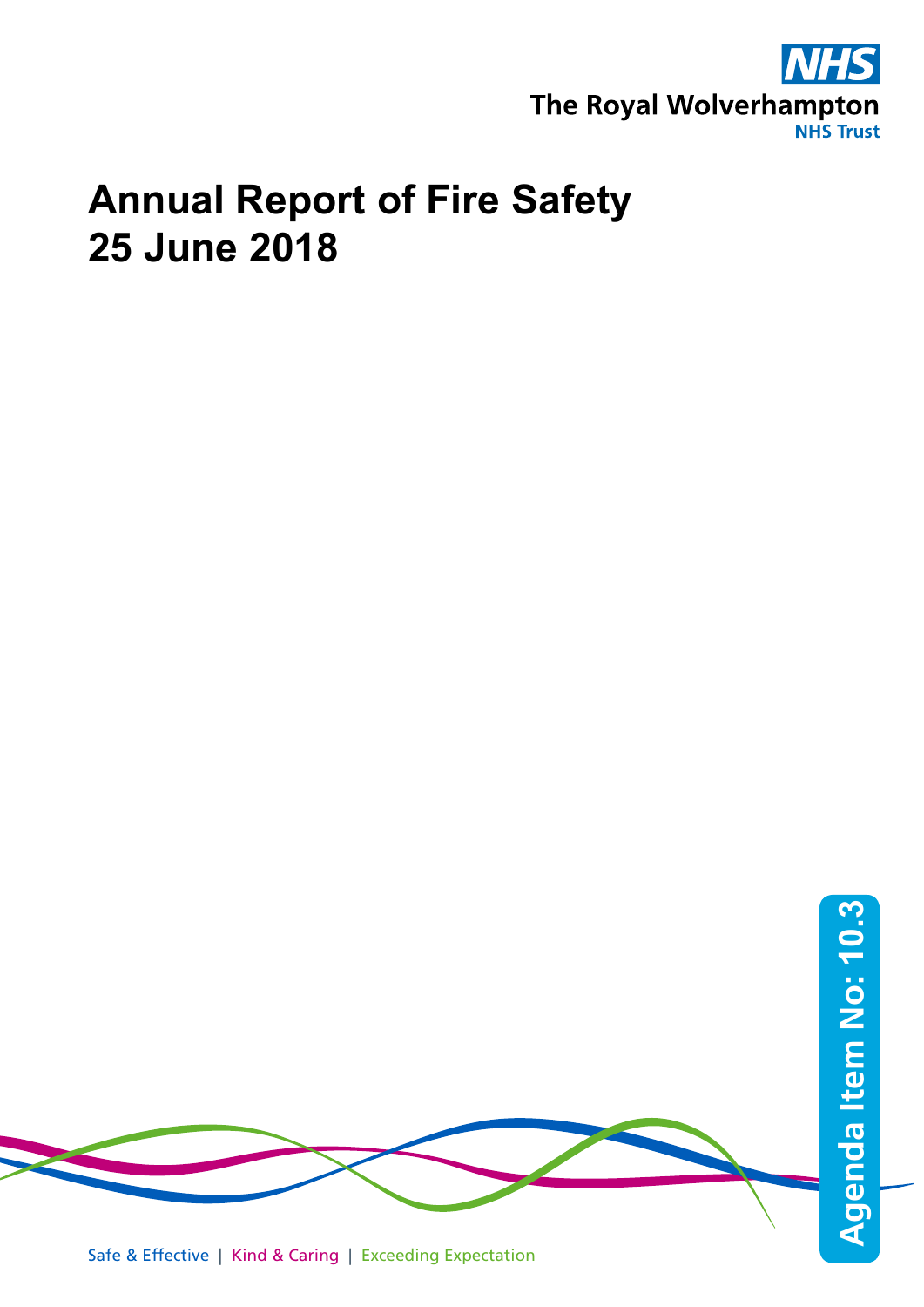NHS

The Royal Wolverhampton NHS Trust

# Annual Report of Fire Safety
# 25 June 2018

Agenda Item No: 10.3

Safe & Effective | Kind & Caring | Exceeding Expectation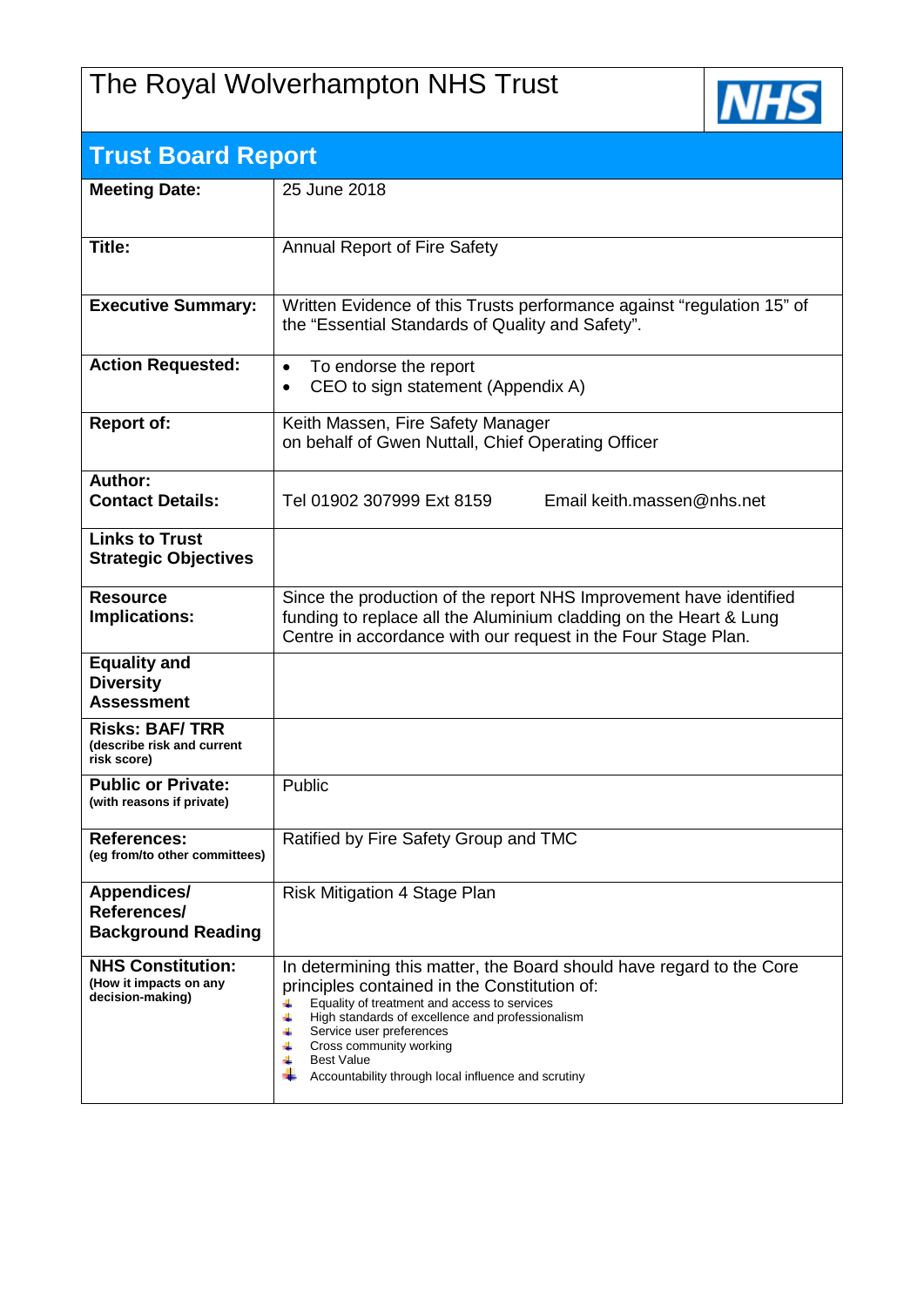# The Royal Wolverhampton NHS Trust

NHS

## Trust Board Report

| | |
|---|---|
| **Meeting Date:** | 25 June 2018 |
| **Title:** | Annual Report of Fire Safety |
| **Executive Summary:** | Written Evidence of this Trusts performance against "regulation 15" of the "Essential Standards of Quality and Safety". |
| **Action Requested:** | • To endorse the report<br>• CEO to sign statement (Appendix A) |
| **Report of:** | Keith Massen, Fire Safety Manager<br>on behalf of Gwen Nuttall, Chief Operating Officer |
| **Author:**<br>**Contact Details:** | Tel 01902 307999 Ext 8159 Email keith.massen@nhs.net |
| **Links to Trust Strategic Objectives** | |
| **Resource Implications:** | Since the production of the report NHS Improvement have identified funding to replace all the Aluminium cladding on the Heart & Lung Centre in accordance with our request in the Four Stage Plan. |
| **Equality and Diversity Assessment** | |
| **Risks: BAF/ TRR**<br>(describe risk and current risk score) | |
| **Public or Private:**<br>(with reasons if private) | Public |
| **References:**<br>(eg from/to other committees) | Ratified by Fire Safety Group and TMC |
| **Appendices/ References/ Background Reading** | Risk Mitigation 4 Stage Plan |
| **NHS Constitution:**<br>(How it impacts on any decision-making) | In determining this matter, the Board should have regard to the Core principles contained in the Constitution of:<br>• Equality of treatment and access to services<br>• High standards of excellence and professionalism<br>• Service user preferences<br>• Cross community working<br>• Best Value<br>• Accountability through local influence and scrutiny |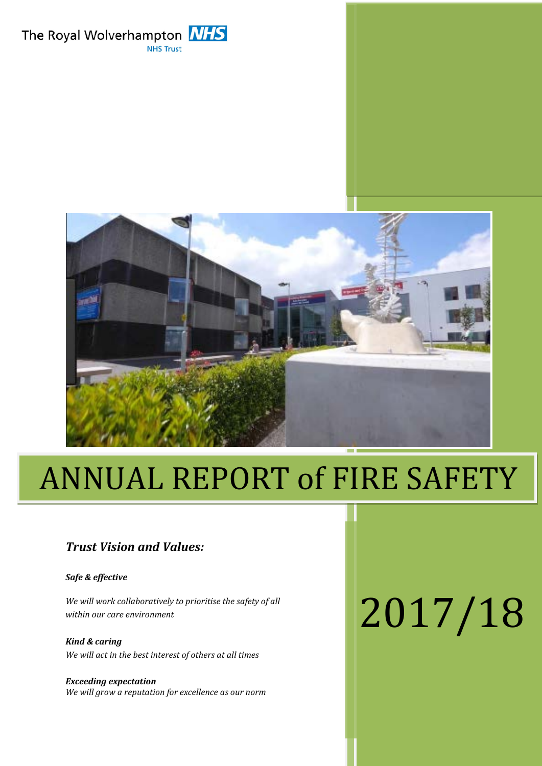The Royal Wolverhampton NHS Trust

# ANNUAL REPORT of FIRE SAFETY

# 2017/18

***Trust Vision and Values:***

***Safe & effective***

*We will work collaboratively to prioritise the safety of all within our care environment*

***Kind & caring***

*We will act in the best interest of others at all times*

***Exceeding expectation***

*We will grow a reputation for excellence as our norm*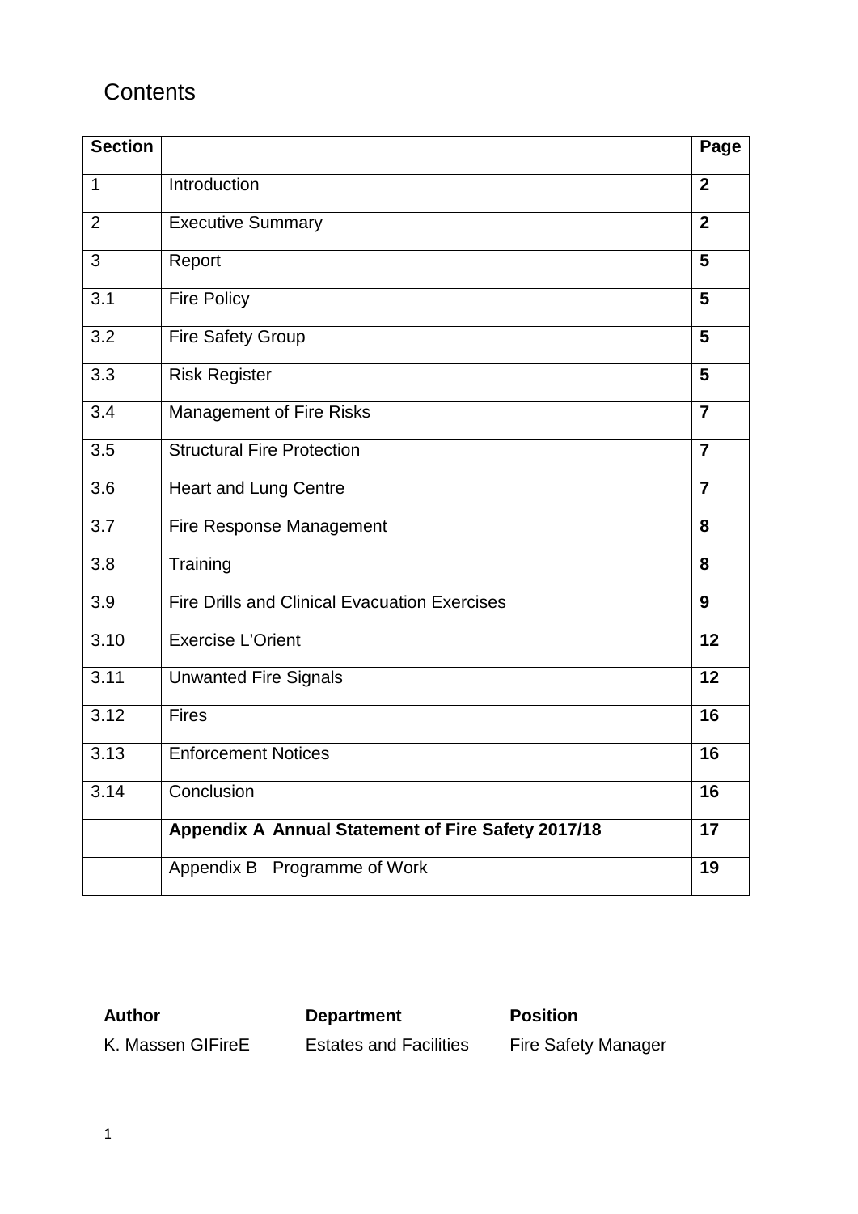# Contents

| Section | | Page |
|---|---|---|
| 1 | Introduction | **2** |
| 2 | Executive Summary | **2** |
| 3 | Report | **5** |
| 3.1 | Fire Policy | **5** |
| 3.2 | Fire Safety Group | **5** |
| 3.3 | Risk Register | **5** |
| 3.4 | Management of Fire Risks | **7** |
| 3.5 | Structural Fire Protection | **7** |
| 3.6 | Heart and Lung Centre | **7** |
| 3.7 | Fire Response Management | **8** |
| 3.8 | Training | **8** |
| 3.9 | Fire Drills and Clinical Evacuation Exercises | **9** |
| 3.10 | Exercise L'Orient | **12** |
| 3.11 | Unwanted Fire Signals | **12** |
| 3.12 | Fires | **16** |
| 3.13 | Enforcement Notices | **16** |
| 3.14 | Conclusion | **16** |
| | **Appendix A Annual Statement of Fire Safety 2017/18** | **17** |
| | Appendix B Programme of Work | **19** |

| **Author** | **Department** | **Position** |
|---|---|---|
| K. Massen GIFireE | Estates and Facilities | Fire Safety Manager |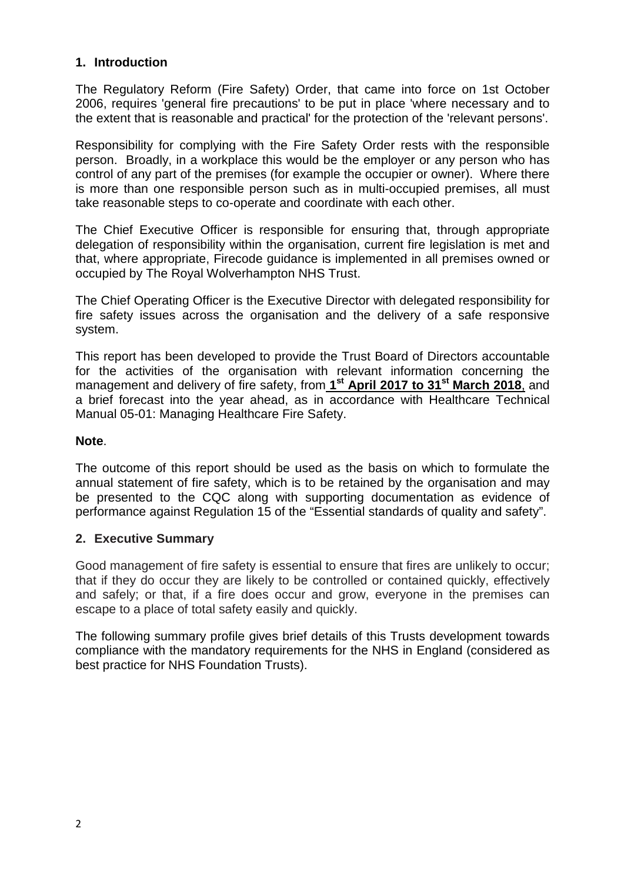## 1. Introduction

The Regulatory Reform (Fire Safety) Order, that came into force on 1st October 2006, requires 'general fire precautions' to be put in place 'where necessary and to the extent that is reasonable and practical' for the protection of the 'relevant persons'.

Responsibility for complying with the Fire Safety Order rests with the responsible person. Broadly, in a workplace this would be the employer or any person who has control of any part of the premises (for example the occupier or owner). Where there is more than one responsible person such as in multi-occupied premises, all must take reasonable steps to co-operate and coordinate with each other.

The Chief Executive Officer is responsible for ensuring that, through appropriate delegation of responsibility within the organisation, current fire legislation is met and that, where appropriate, Firecode guidance is implemented in all premises owned or occupied by The Royal Wolverhampton NHS Trust.

The Chief Operating Officer is the Executive Director with delegated responsibility for fire safety issues across the organisation and the delivery of a safe responsive system.

This report has been developed to provide the Trust Board of Directors accountable for the activities of the organisation with relevant information concerning the management and delivery of fire safety, from **1st April 2017 to 31st March 2018**, and a brief forecast into the year ahead, as in accordance with Healthcare Technical Manual 05-01: Managing Healthcare Fire Safety.

**Note**.

The outcome of this report should be used as the basis on which to formulate the annual statement of fire safety, which is to be retained by the organisation and may be presented to the CQC along with supporting documentation as evidence of performance against Regulation 15 of the "Essential standards of quality and safety".

## 2. Executive Summary

Good management of fire safety is essential to ensure that fires are unlikely to occur; that if they do occur they are likely to be controlled or contained quickly, effectively and safely; or that, if a fire does occur and grow, everyone in the premises can escape to a place of total safety easily and quickly.

The following summary profile gives brief details of this Trusts development towards compliance with the mandatory requirements for the NHS in England (considered as best practice for NHS Foundation Trusts).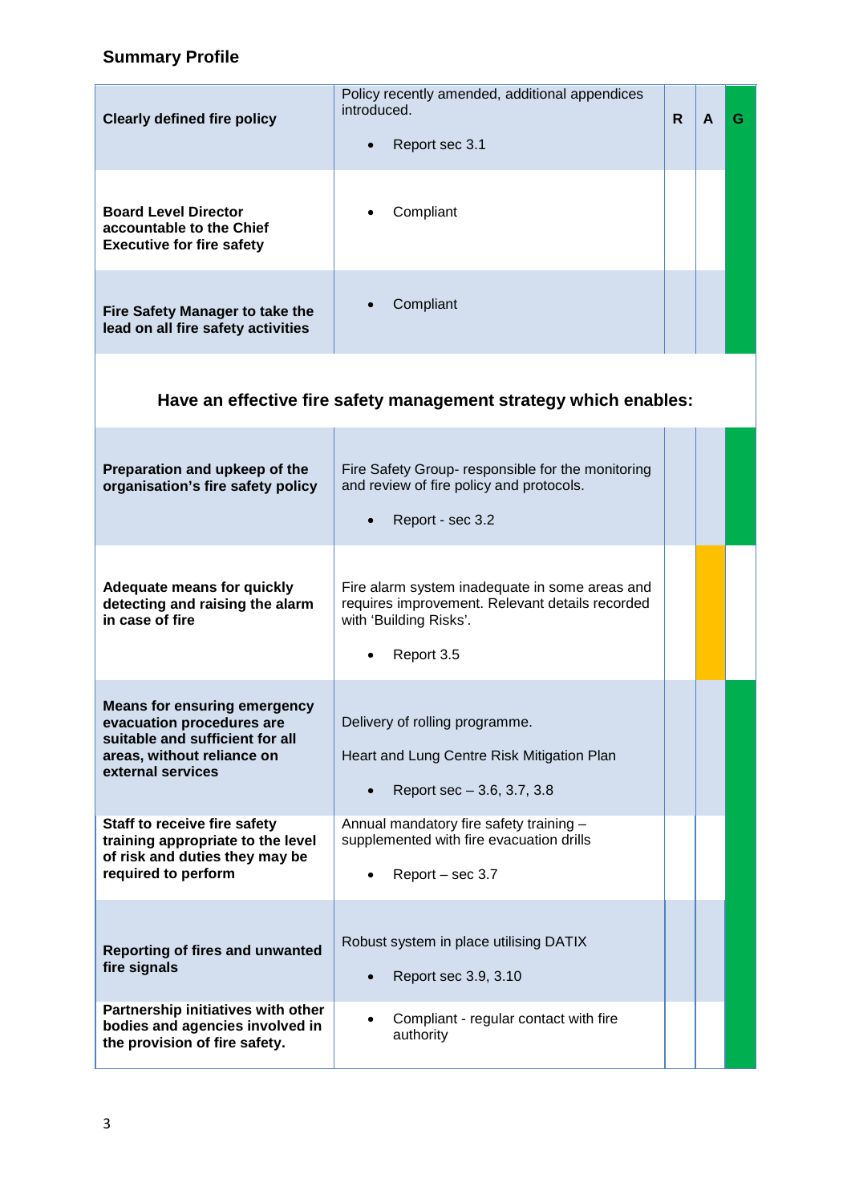## Summary Profile

| | | R | A | G |
|---|---|---|---|---|
| **Clearly defined fire policy** | Policy recently amended, additional appendices introduced.<br>• Report sec 3.1 | | | G |
| **Board Level Director accountable to the Chief Executive for fire safety** | • Compliant | | | G |
| **Fire Safety Manager to take the lead on all fire safety activities** | • Compliant | | | G |
| **Have an effective fire safety management strategy which enables:** | | | | |
| **Preparation and upkeep of the organisation's fire safety policy** | Fire Safety Group- responsible for the monitoring and review of fire policy and protocols.<br>• Report - sec 3.2 | | | G |
| **Adequate means for quickly detecting and raising the alarm in case of fire** | Fire alarm system inadequate in some areas and requires improvement. Relevant details recorded with 'Building Risks'.<br>• Report 3.5 | | A | |
| **Means for ensuring emergency evacuation procedures are suitable and sufficient for all areas, without reliance on external services** | Delivery of rolling programme.<br>Heart and Lung Centre Risk Mitigation Plan<br>• Report sec – 3.6, 3.7, 3.8 | | | G |
| **Staff to receive fire safety training appropriate to the level of risk and duties they may be required to perform** | Annual mandatory fire safety training – supplemented with fire evacuation drills<br>• Report – sec 3.7 | | | G |
| **Reporting of fires and unwanted fire signals** | Robust system in place utilising DATIX<br>• Report sec 3.9, 3.10 | | | G |
| **Partnership initiatives with other bodies and agencies involved in the provision of fire safety.** | • Compliant - regular contact with fire authority | | | G |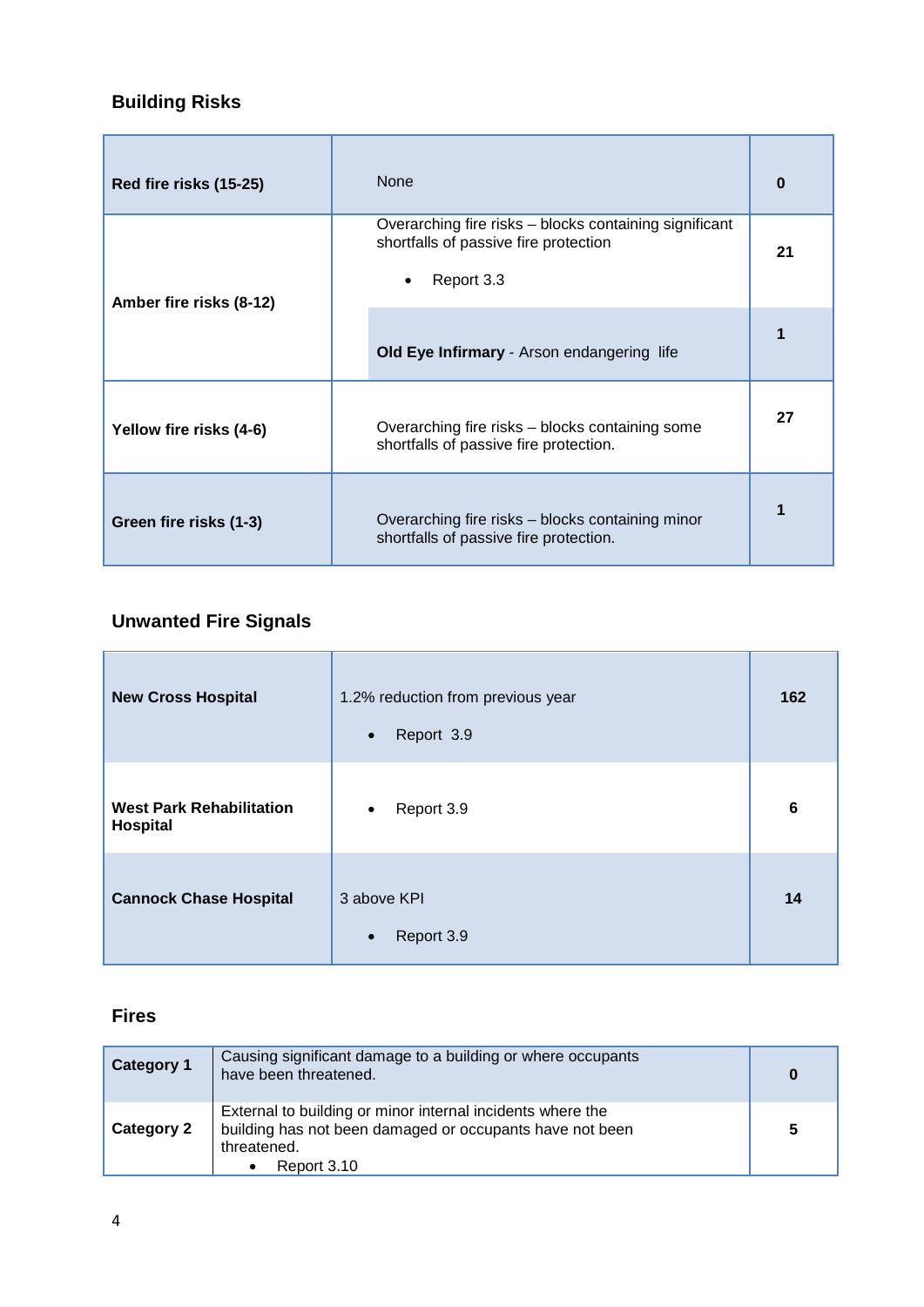## Building Risks

| | | |
|---|---|---|
| **Red fire risks (15-25)** | None | **0** |
| **Amber fire risks (8-12)** | Overarching fire risks – blocks containing significant shortfalls of passive fire protection<br>• Report 3.3 | **21** |
| | **Old Eye Infirmary** - Arson endangering life | **1** |
| **Yellow fire risks (4-6)** | Overarching fire risks – blocks containing some shortfalls of passive fire protection. | **27** |
| **Green fire risks (1-3)** | Overarching fire risks – blocks containing minor shortfalls of passive fire protection. | **1** |

## Unwanted Fire Signals

| | | |
|---|---|---|
| **New Cross Hospital** | 1.2% reduction from previous year<br>• Report 3.9 | **162** |
| **West Park Rehabilitation Hospital** | • Report 3.9 | **6** |
| **Cannock Chase Hospital** | 3 above KPI<br>• Report 3.9 | **14** |

## Fires

| | | |
|---|---|---|
| **Category 1** | Causing significant damage to a building or where occupants have been threatened. | **0** |
| **Category 2** | External to building or minor internal incidents where the building has not been damaged or occupants have not been threatened.<br>• Report 3.10 | **5** |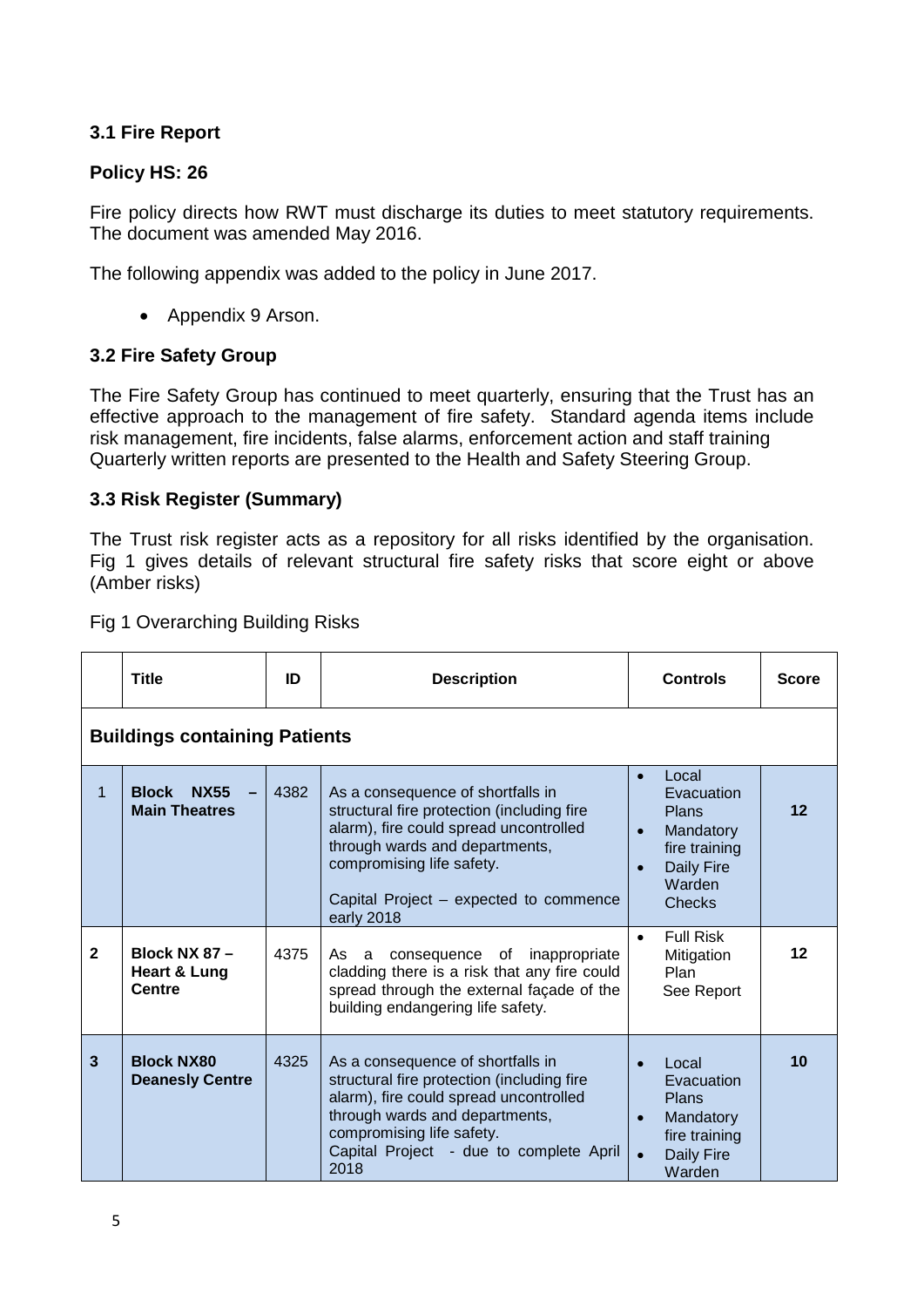### 3.1 Fire Report

#### Policy HS: 26

Fire policy directs how RWT must discharge its duties to meet statutory requirements. The document was amended May 2016.

The following appendix was added to the policy in June 2017.

- Appendix 9 Arson.

### 3.2 Fire Safety Group

The Fire Safety Group has continued to meet quarterly, ensuring that the Trust has an effective approach to the management of fire safety. Standard agenda items include risk management, fire incidents, false alarms, enforcement action and staff training Quarterly written reports are presented to the Health and Safety Steering Group.

### 3.3 Risk Register (Summary)

The Trust risk register acts as a repository for all risks identified by the organisation. Fig 1 gives details of relevant structural fire safety risks that score eight or above (Amber risks)

Fig 1 Overarching Building Risks

| | Title | ID | Description | Controls | Score |
|---|---|---|---|---|---|
| **Buildings containing Patients** | | | | | |
| 1 | **Block NX55 – Main Theatres** | 4382 | As a consequence of shortfalls in structural fire protection (including fire alarm), fire could spread uncontrolled through wards and departments, compromising life safety.<br><br>Capital Project – expected to commence early 2018 | • Local Evacuation Plans<br>• Mandatory fire training<br>• Daily Fire Warden Checks | **12** |
| **2** | **Block NX 87 – Heart & Lung Centre** | 4375 | As a consequence of inappropriate cladding there is a risk that any fire could spread through the external façade of the building endangering life safety. | • Full Risk Mitigation Plan<br>See Report | **12** |
| **3** | **Block NX80 Deanesly Centre** | 4325 | As a consequence of shortfalls in structural fire protection (including fire alarm), fire could spread uncontrolled through wards and departments, compromising life safety.<br>Capital Project - due to complete April 2018 | • Local Evacuation Plans<br>• Mandatory fire training<br>• Daily Fire Warden | **10** |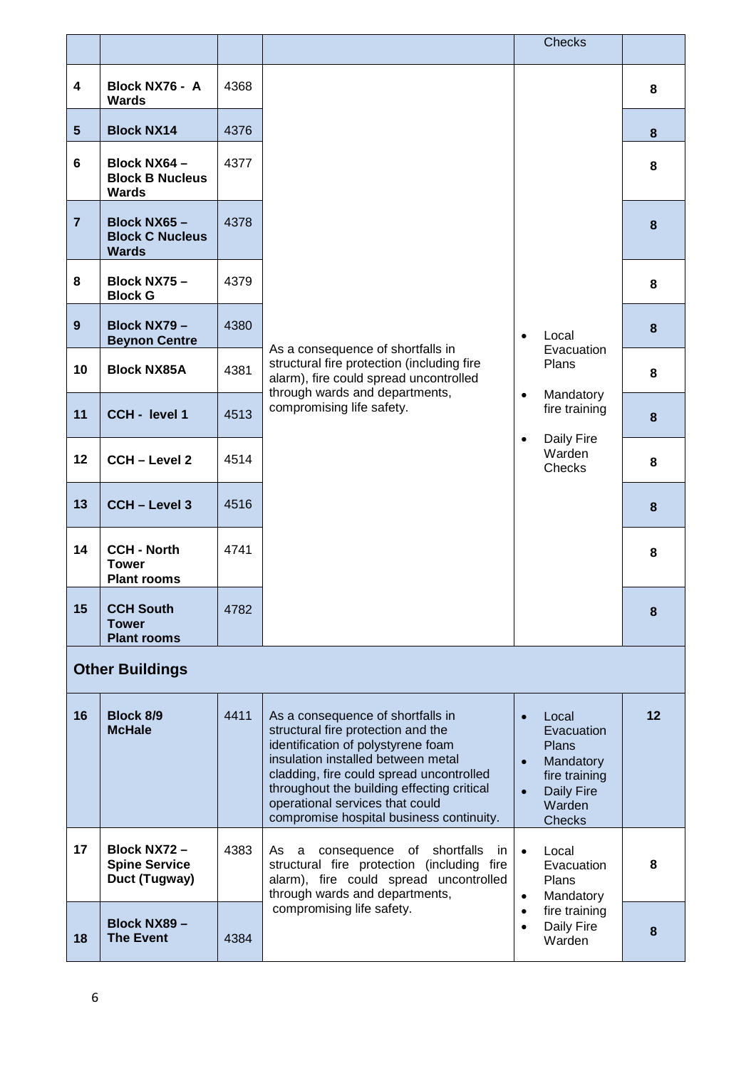| | | | | Checks | |
|---|---|---|---|---|---|
| **4** | **Block NX76 - A Wards** | 4368 | As a consequence of shortfalls in structural fire protection (including fire alarm), fire could spread uncontrolled through wards and departments, compromising life safety. | • Local Evacuation Plans<br>• Mandatory fire training<br>• Daily Fire Warden Checks | **8** |
| **5** | **Block NX14** | 4376 | | | **8** |
| **6** | **Block NX64 – Block B Nucleus Wards** | 4377 | | | **8** |
| **7** | **Block NX65 – Block C Nucleus Wards** | 4378 | | | **8** |
| **8** | **Block NX75 – Block G** | 4379 | | | **8** |
| **9** | **Block NX79 – Beynon Centre** | 4380 | | | **8** |
| **10** | **Block NX85A** | 4381 | | | **8** |
| **11** | **CCH - level 1** | 4513 | | | **8** |
| **12** | **CCH – Level 2** | 4514 | | | **8** |
| **13** | **CCH – Level 3** | 4516 | | | **8** |
| **14** | **CCH - North Tower Plant rooms** | 4741 | | | **8** |
| **15** | **CCH South Tower Plant rooms** | 4782 | | | **8** |
| **Other Buildings** | | | | | |
| **16** | **Block 8/9 McHale** | 4411 | As a consequence of shortfalls in structural fire protection and the identification of polystyrene foam insulation installed between metal cladding, fire could spread uncontrolled throughout the building effecting critical operational services that could compromise hospital business continuity. | • Local Evacuation Plans<br>• Mandatory fire training<br>• Daily Fire Warden Checks | **12** |
| **17** | **Block NX72 – Spine Service Duct (Tugway)** | 4383 | As a consequence of shortfalls in structural fire protection (including fire alarm), fire could spread uncontrolled through wards and departments, compromising life safety. | • Local Evacuation Plans<br>• Mandatory<br>• fire training<br>• Daily Fire Warden | **8** |
| **18** | **Block NX89 – The Event** | 4384 | | | **8** |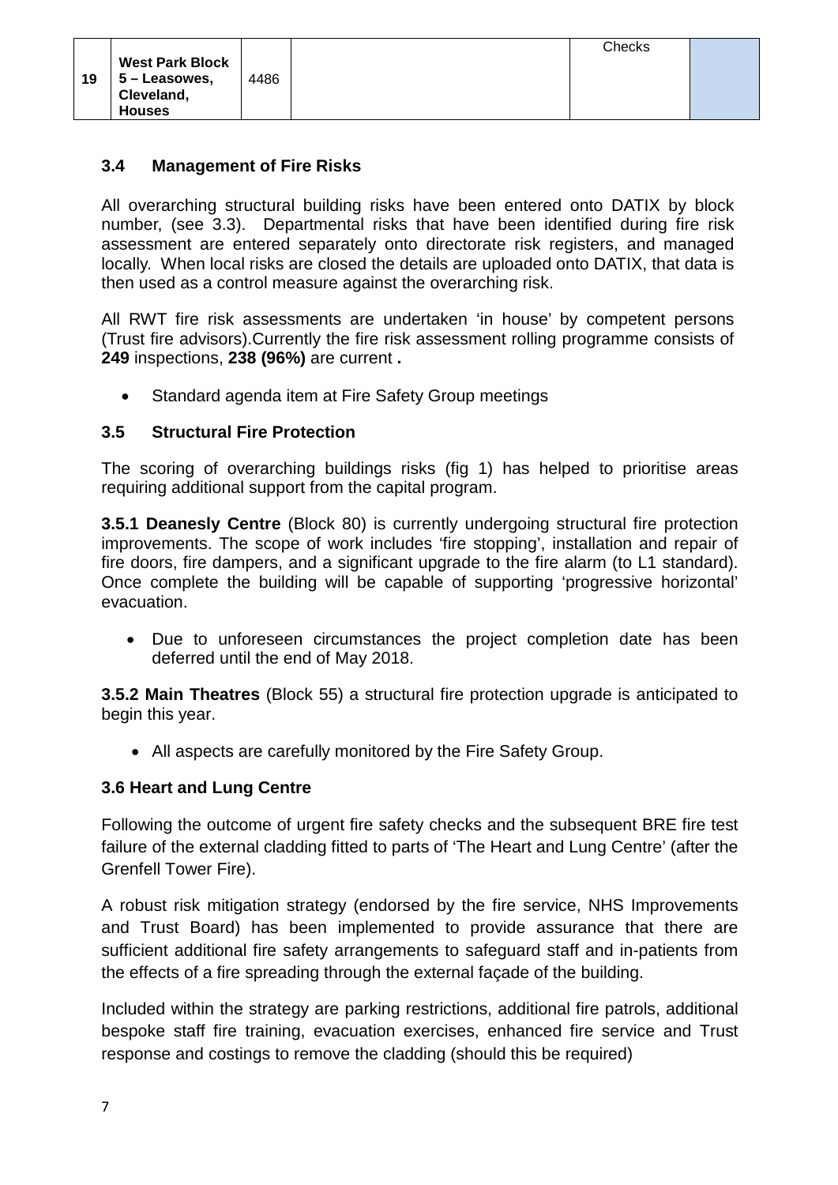| 19 | West Park Block 5 – Leasowes, Cleveland, Houses | 4486 | | Checks | |
|---|---|---|---|---|---|

### 3.4 Management of Fire Risks

All overarching structural building risks have been entered onto DATIX by block number, (see 3.3). Departmental risks that have been identified during fire risk assessment are entered separately onto directorate risk registers, and managed locally. When local risks are closed the details are uploaded onto DATIX, that data is then used as a control measure against the overarching risk.

All RWT fire risk assessments are undertaken 'in house' by competent persons (Trust fire advisors).Currently the fire risk assessment rolling programme consists of **249** inspections, **238 (96%)** are current **.**

- Standard agenda item at Fire Safety Group meetings

### 3.5 Structural Fire Protection

The scoring of overarching buildings risks (fig 1) has helped to prioritise areas requiring additional support from the capital program.

**3.5.1 Deanesly Centre** (Block 80) is currently undergoing structural fire protection improvements. The scope of work includes 'fire stopping', installation and repair of fire doors, fire dampers, and a significant upgrade to the fire alarm (to L1 standard). Once complete the building will be capable of supporting 'progressive horizontal' evacuation.

- Due to unforeseen circumstances the project completion date has been deferred until the end of May 2018.

**3.5.2 Main Theatres** (Block 55) a structural fire protection upgrade is anticipated to begin this year.

- All aspects are carefully monitored by the Fire Safety Group.

### 3.6 Heart and Lung Centre

Following the outcome of urgent fire safety checks and the subsequent BRE fire test failure of the external cladding fitted to parts of 'The Heart and Lung Centre' (after the Grenfell Tower Fire).

A robust risk mitigation strategy (endorsed by the fire service, NHS Improvements and Trust Board) has been implemented to provide assurance that there are sufficient additional fire safety arrangements to safeguard staff and in-patients from the effects of a fire spreading through the external façade of the building.

Included within the strategy are parking restrictions, additional fire patrols, additional bespoke staff fire training, evacuation exercises, enhanced fire service and Trust response and costings to remove the cladding (should this be required)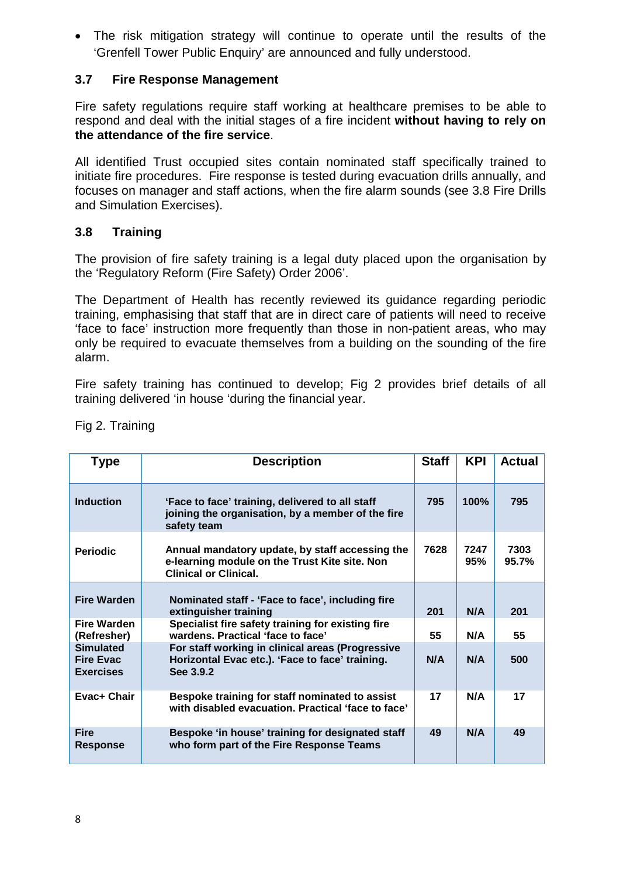- The risk mitigation strategy will continue to operate until the results of the 'Grenfell Tower Public Enquiry' are announced and fully understood.

### 3.7 Fire Response Management

Fire safety regulations require staff working at healthcare premises to be able to respond and deal with the initial stages of a fire incident **without having to rely on the attendance of the fire service**.

All identified Trust occupied sites contain nominated staff specifically trained to initiate fire procedures. Fire response is tested during evacuation drills annually, and focuses on manager and staff actions, when the fire alarm sounds (see 3.8 Fire Drills and Simulation Exercises).

### 3.8 Training

The provision of fire safety training is a legal duty placed upon the organisation by the 'Regulatory Reform (Fire Safety) Order 2006'.

The Department of Health has recently reviewed its guidance regarding periodic training, emphasising that staff that are in direct care of patients will need to receive 'face to face' instruction more frequently than those in non-patient areas, who may only be required to evacuate themselves from a building on the sounding of the fire alarm.

Fire safety training has continued to develop; Fig 2 provides brief details of all training delivered 'in house 'during the financial year.

Fig 2. Training

| Type | Description | Staff | KPI | Actual |
|---|---|---|---|---|
| **Induction** | **'Face to face' training, delivered to all staff joining the organisation, by a member of the fire safety team** | **795** | **100%** | **795** |
| **Periodic** | **Annual mandatory update, by staff accessing the e-learning module on the Trust Kite site. Non Clinical or Clinical.** | **7628** | **7247 95%** | **7303 95.7%** |
| **Fire Warden** | **Nominated staff - 'Face to face', including fire extinguisher training** | **201** | **N/A** | **201** |
| **Fire Warden (Refresher)** | **Specialist fire safety training for existing fire wardens. Practical 'face to face'** | **55** | **N/A** | **55** |
| **Simulated Fire Evac Exercises** | **For staff working in clinical areas (Progressive Horizontal Evac etc.). 'Face to face' training. See 3.9.2** | **N/A** | **N/A** | **500** |
| **Evac+ Chair** | **Bespoke training for staff nominated to assist with disabled evacuation. Practical 'face to face'** | **17** | **N/A** | **17** |
| **Fire Response** | **Bespoke 'in house' training for designated staff who form part of the Fire Response Teams** | **49** | **N/A** | **49** |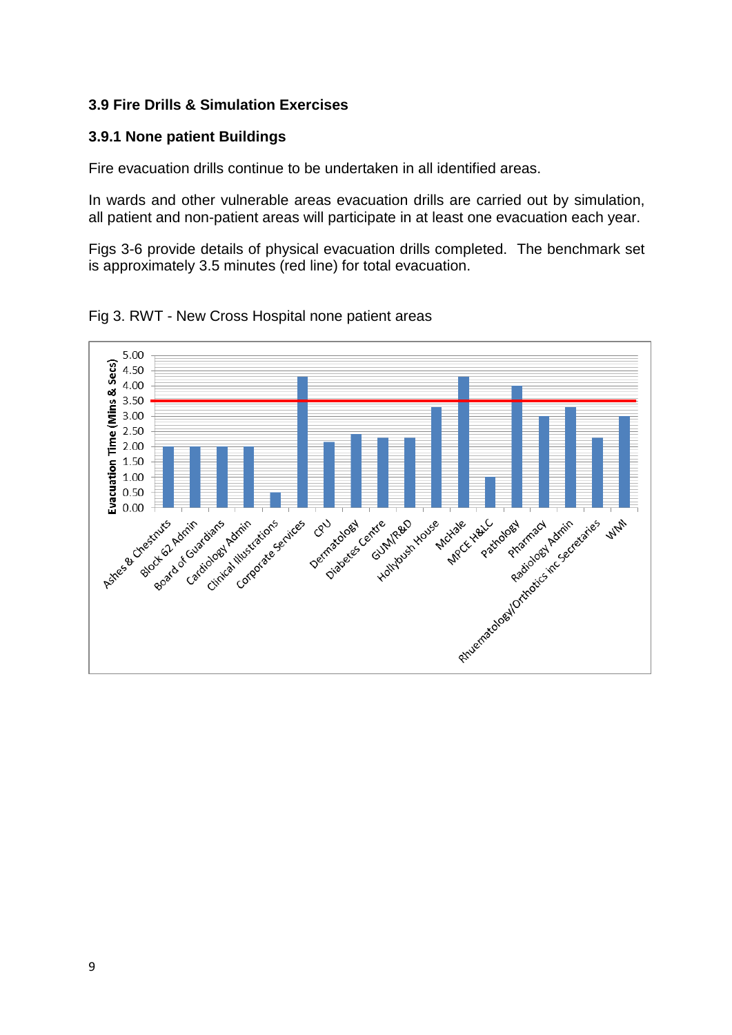### 3.9 Fire Drills & Simulation Exercises

#### 3.9.1 None patient Buildings

Fire evacuation drills continue to be undertaken in all identified areas.

In wards and other vulnerable areas evacuation drills are carried out by simulation, all patient and non-patient areas will participate in at least one evacuation each year.

Figs 3-6 provide details of physical evacuation drills completed. The benchmark set is approximately 3.5 minutes (red line) for total evacuation.

Fig 3. RWT - New Cross Hospital none patient areas

| Area | Evacuation Time (Mins & Secs) |
|---|---|
| Ashes & Chestnuts | 2.00 |
| Block 62 Admin | 2.00 |
| Board of Guardians | 2.00 |
| Cardiology Admin | 2.00 |
| Clinical Illustrations | 0.50 |
| Corporate Services | 4.30 |
| CPU | 2.15 |
| Dermatology | 2.40 |
| Diabetes Centre | 2.30 |
| GUM/R&D | 2.30 |
| Hollybush House | 3.30 |
| McHale | 4.30 |
| MPCE H&LC | 1.00 |
| Pathology | 4.00 |
| Pharmacy | 3.00 |
| Radiology Admin | 3.30 |
| Rhuematology/Orthotics inc Secretaries | 2.30 |
| WMI | 3.00 |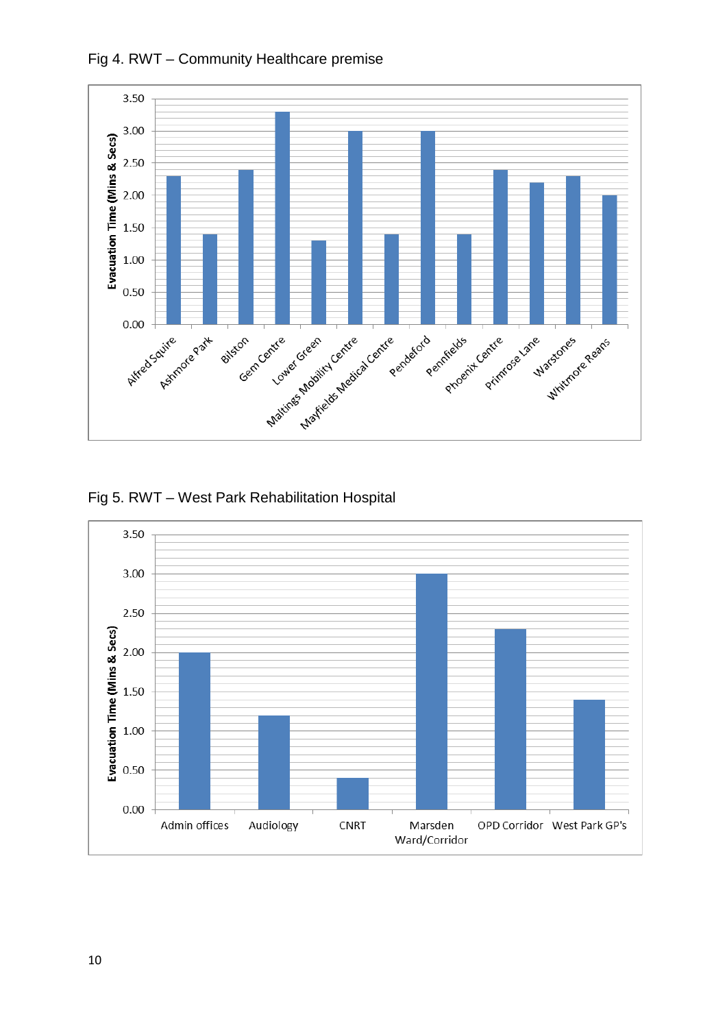Fig 4. RWT – Community Healthcare premise

| Premise | Evacuation Time (Mins & Secs) |
|---|---|
| Alfred Squire | 2.30 |
| Ashmore Park | 1.40 |
| Bilston | 2.40 |
| Gem Centre | 3.30 |
| Lower Green | 1.30 |
| Maltings Mobility Centre | 3.00 |
| Mayfields Medical Centre | 1.40 |
| Pendeford | 3.00 |
| Pennfields | 1.40 |
| Phoenix Centre | 2.40 |
| Primrose Lane | 2.20 |
| Warstones | 2.30 |
| Whitmore Reans | 2.00 |

Fig 5. RWT – West Park Rehabilitation Hospital

| Area | Evacuation Time (Mins & Secs) |
|---|---|
| Admin offices | 2.00 |
| Audiology | 1.20 |
| CNRT | 0.40 |
| Marsden Ward/Corridor | 3.00 |
| OPD Corridor | 2.30 |
| West Park GP's | 1.40 |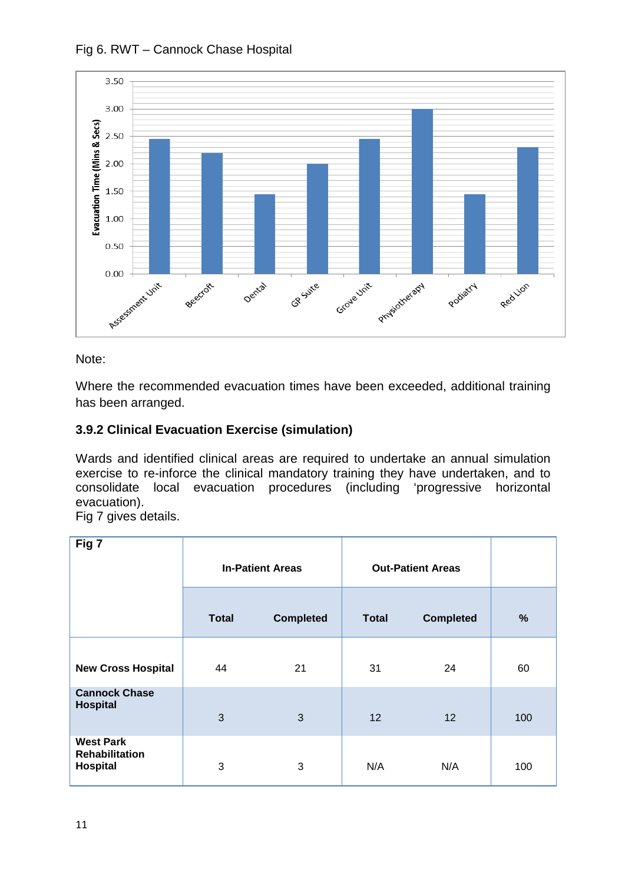Fig 6. RWT – Cannock Chase Hospital

| | Evacuation Time (Mins & Secs) |
|---|---|
| Assessment Unit | 2.45 |
| Beecroft | 2.20 |
| Dental | 1.45 |
| GP Suite | 2.00 |
| Grove Unit | 2.45 |
| Physiotherapy | 3.00 |
| Podiatry | 1.45 |
| Red Lion | 2.30 |

Note:

Where the recommended evacuation times have been exceeded, additional training has been arranged.

### 3.9.2 Clinical Evacuation Exercise (simulation)

Wards and identified clinical areas are required to undertake an annual simulation exercise to re-inforce the clinical mandatory training they have undertaken, and to consolidate local evacuation procedures (including 'progressive horizontal evacuation).
Fig 7 gives details.

| **Fig 7** | **In-Patient Areas** | | **Out-Patient Areas** | | |
|---|---|---|---|---|---|
| | **Total** | **Completed** | **Total** | **Completed** | **%** |
| **New Cross Hospital** | 44 | 21 | 31 | 24 | 60 |
| **Cannock Chase Hospital** | 3 | 3 | 12 | 12 | 100 |
| **West Park Rehabilitation Hospital** | 3 | 3 | N/A | N/A | 100 |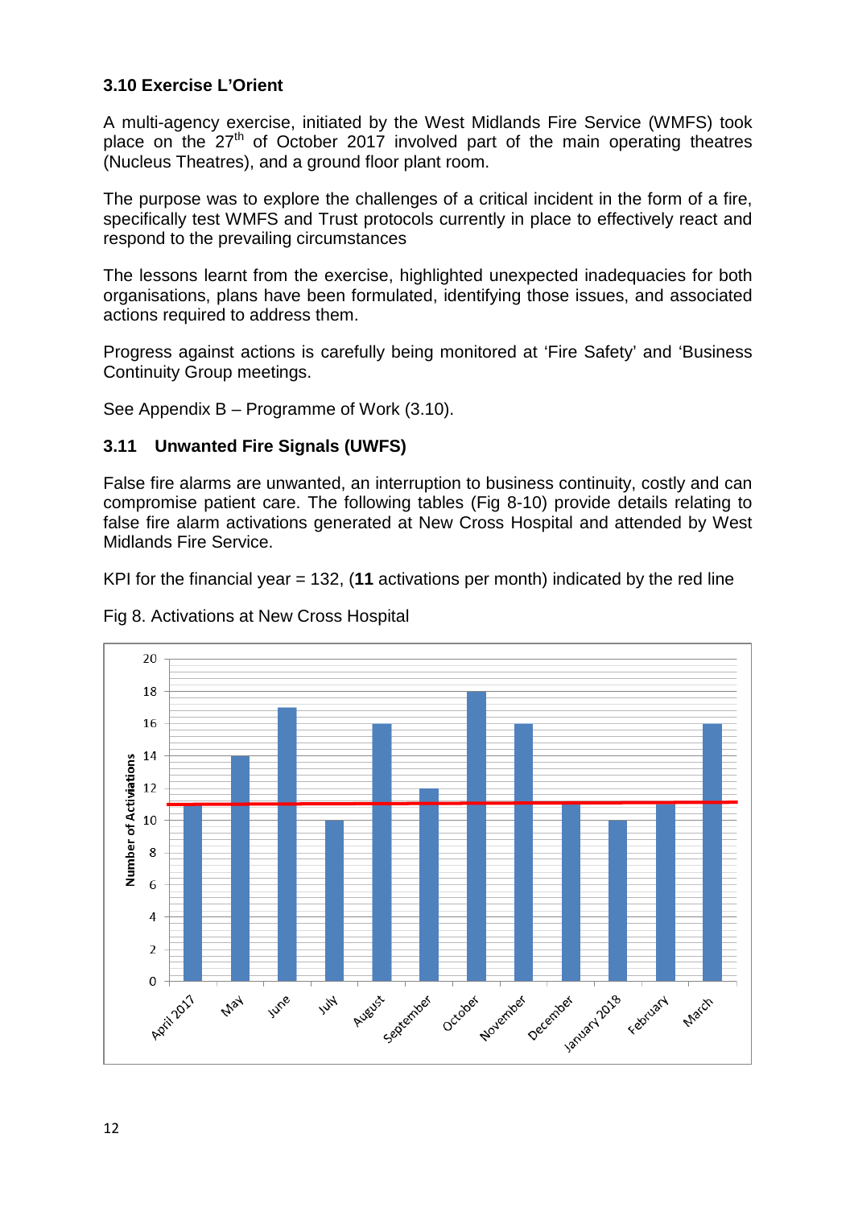### 3.10 Exercise L'Orient

A multi-agency exercise, initiated by the West Midlands Fire Service (WMFS) took place on the 27th of October 2017 involved part of the main operating theatres (Nucleus Theatres), and a ground floor plant room.

The purpose was to explore the challenges of a critical incident in the form of a fire, specifically test WMFS and Trust protocols currently in place to effectively react and respond to the prevailing circumstances

The lessons learnt from the exercise, highlighted unexpected inadequacies for both organisations, plans have been formulated, identifying those issues, and associated actions required to address them.

Progress against actions is carefully being monitored at 'Fire Safety' and 'Business Continuity Group meetings.

See Appendix B – Programme of Work (3.10).

### 3.11 Unwanted Fire Signals (UWFS)

False fire alarms are unwanted, an interruption to business continuity, costly and can compromise patient care. The following tables (Fig 8-10) provide details relating to false fire alarm activations generated at New Cross Hospital and attended by West Midlands Fire Service.

KPI for the financial year = 132, (**11** activations per month) indicated by the red line

Fig 8. Activations at New Cross Hospital

| Month | Number of Activiations |
|---|---|
| April 2017 | 11 |
| May | 14 |
| June | 17 |
| July | 10 |
| August | 16 |
| September | 12 |
| October | 18 |
| November | 16 |
| December | 11 |
| January 2018 | 10 |
| February | 11 |
| March | 16 |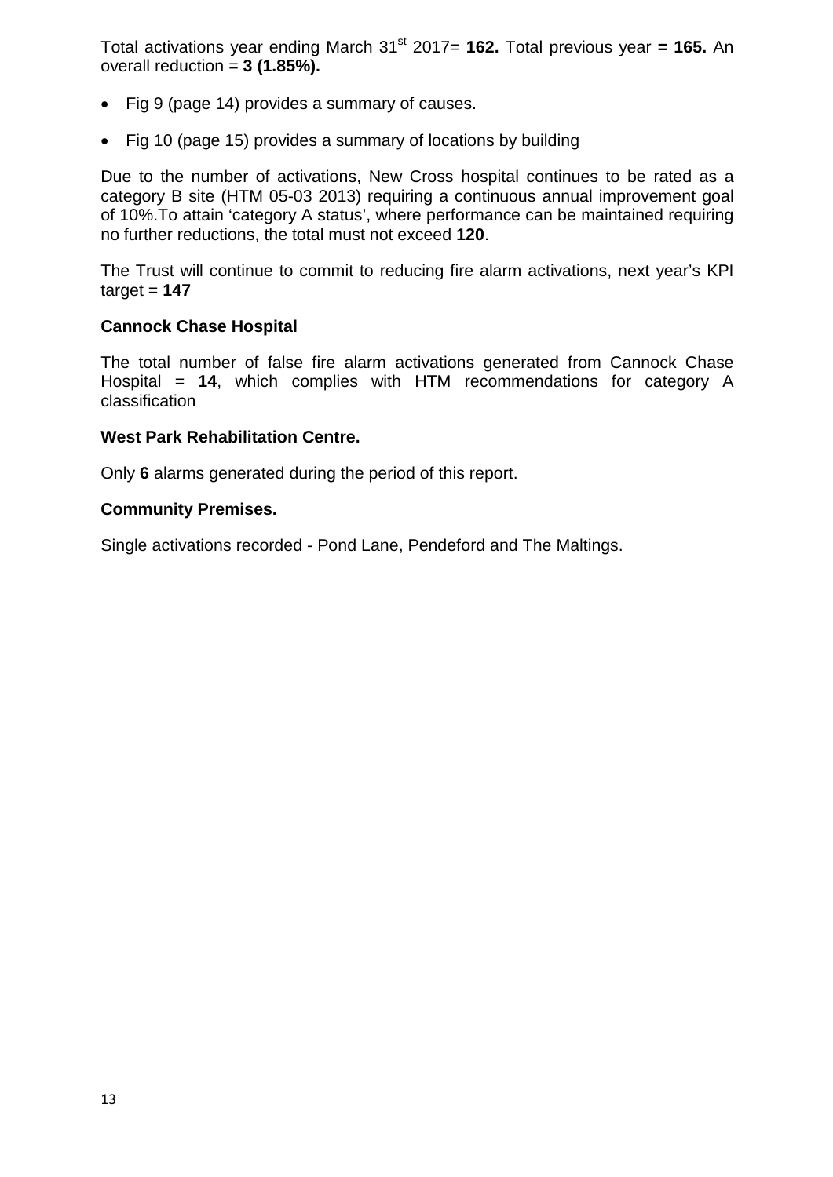Total activations year ending March 31st 2017= **162.** Total previous year **= 165.** An overall reduction = **3 (1.85%).**

- Fig 9 (page 14) provides a summary of causes.
- Fig 10 (page 15) provides a summary of locations by building

Due to the number of activations, New Cross hospital continues to be rated as a category B site (HTM 05-03 2013) requiring a continuous annual improvement goal of 10%.To attain 'category A status', where performance can be maintained requiring no further reductions, the total must not exceed **120**.

The Trust will continue to commit to reducing fire alarm activations, next year's KPI target = **147**

**Cannock Chase Hospital**

The total number of false fire alarm activations generated from Cannock Chase Hospital = **14**, which complies with HTM recommendations for category A classification

**West Park Rehabilitation Centre.**

Only **6** alarms generated during the period of this report.

**Community Premises.**

Single activations recorded - Pond Lane, Pendeford and The Maltings.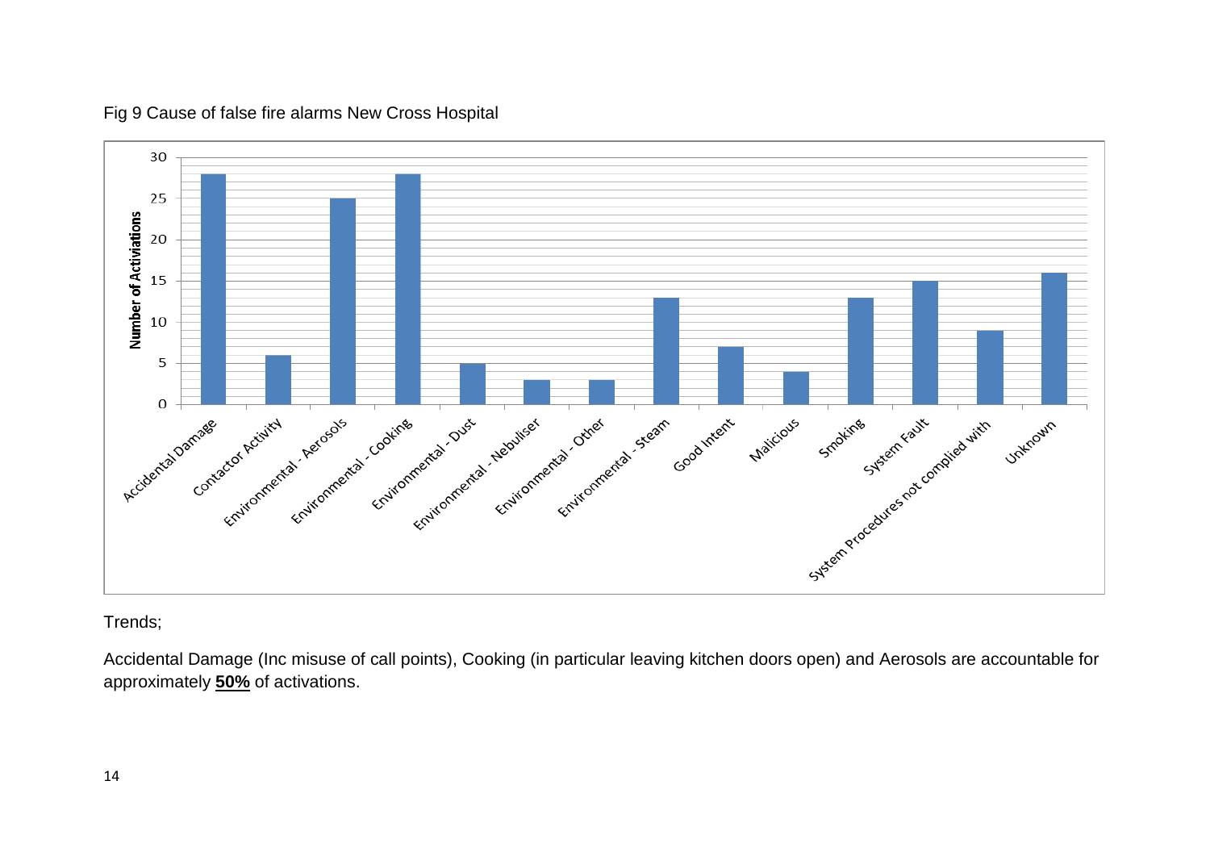Fig 9 Cause of false fire alarms New Cross Hospital

| Cause | Number of Activiations |
|---|---|
| Accidental Damage | 28 |
| Contactor Activity | 6 |
| Environmental - Aerosols | 25 |
| Environmental - Cooking | 28 |
| Environmental - Dust | 5 |
| Environmental - Nebuliser | 3 |
| Environmental - Other | 3 |
| Environmental - Steam | 13 |
| Good Intent | 7 |
| Malicious | 4 |
| Smoking | 13 |
| System Fault | 15 |
| System Procedures not complied with | 9 |
| Unknown | 16 |

Trends;

Accidental Damage (Inc misuse of call points), Cooking (in particular leaving kitchen doors open) and Aerosols are accountable for approximately **50%** of activations.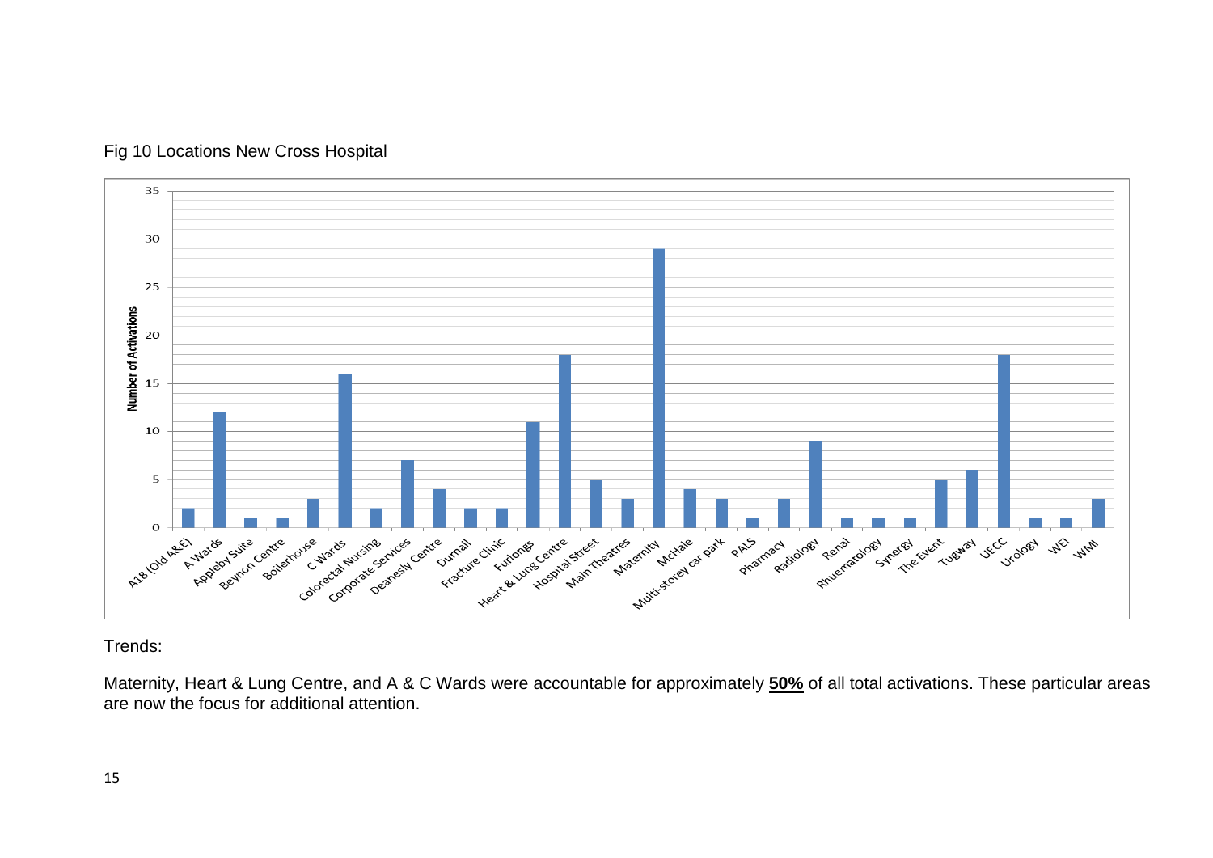Fig 10 Locations New Cross Hospital

| Location | Number of Activations |
| --- | --- |
| A18 (Old A&E) | 2 |
| A Wards | 12 |
| Appleby Suite | 1 |
| Beynon Centre | 1 |
| Boilerhouse | 3 |
| C Wards | 16 |
| Colorectal Nursing | 2 |
| Corporate Services | 7 |
| Deanesly Centre | 4 |
| Durnall | 2 |
| Fracture Clinic | 2 |
| Furlongs | 11 |
| Heart & Lung Centre | 18 |
| Hospital Street | 5 |
| Main Theatres | 3 |
| Maternity | 29 |
| McHale | 4 |
| Multi-storey car park | 3 |
| PALS | 1 |
| Pharmacy | 3 |
| Radiology | 9 |
| Renal | 1 |
| Rhuematology | 1 |
| Synergy | 1 |
| The Event | 5 |
| Tugway | 6 |
| UECC | 18 |
| Urology | 1 |
| WEI | 1 |
| WMI | 3 |

Trends:

Maternity, Heart & Lung Centre, and A & C Wards were accountable for approximately **50%** of all total activations. These particular areas are now the focus for additional attention.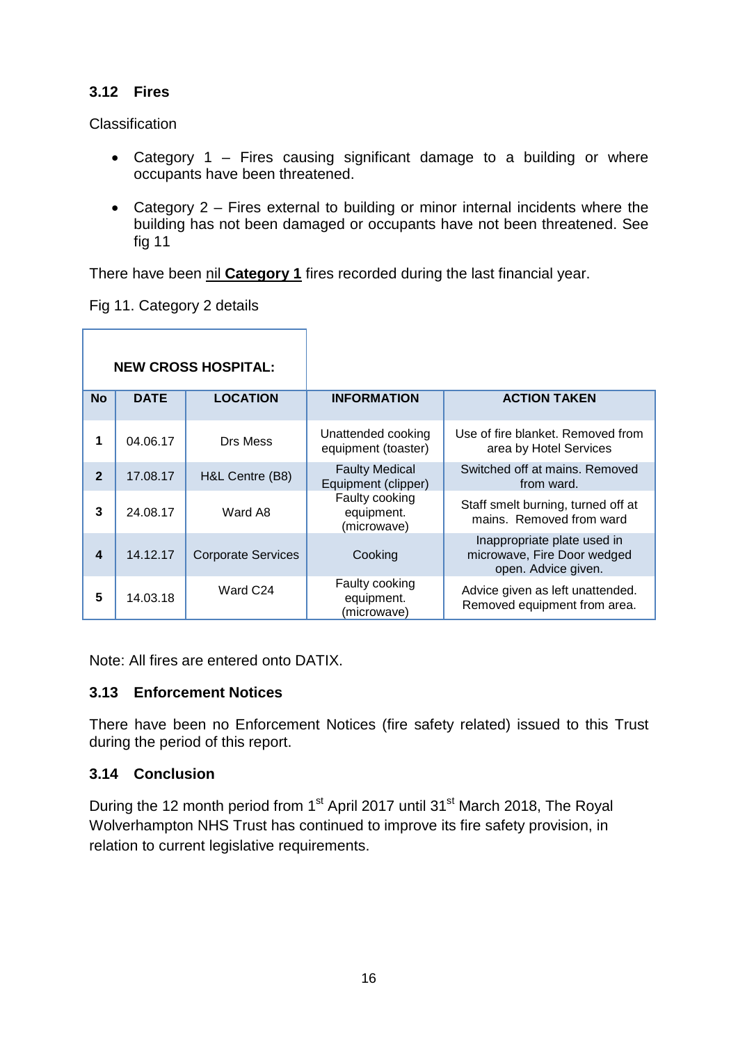### 3.12 Fires

Classification

- Category 1 – Fires causing significant damage to a building or where occupants have been threatened.
- Category 2 – Fires external to building or minor internal incidents where the building has not been damaged or occupants have not been threatened. See fig 11

There have been nil **Category 1** fires recorded during the last financial year.

Fig 11. Category 2 details

| NEW CROSS HOSPITAL: | | | | |
|---|---|---|---|---|
| **No** | **DATE** | **LOCATION** | **INFORMATION** | **ACTION TAKEN** |
| **1** | 04.06.17 | Drs Mess | Unattended cooking equipment (toaster) | Use of fire blanket. Removed from area by Hotel Services |
| **2** | 17.08.17 | H&L Centre (B8) | Faulty Medical Equipment (clipper) | Switched off at mains. Removed from ward. |
| **3** | 24.08.17 | Ward A8 | Faulty cooking equipment. (microwave) | Staff smelt burning, turned off at mains. Removed from ward |
| **4** | 14.12.17 | Corporate Services | Cooking | Inappropriate plate used in microwave, Fire Door wedged open. Advice given. |
| **5** | 14.03.18 | Ward C24 | Faulty cooking equipment. (microwave) | Advice given as left unattended. Removed equipment from area. |

Note: All fires are entered onto DATIX.

### 3.13 Enforcement Notices

There have been no Enforcement Notices (fire safety related) issued to this Trust during the period of this report.

### 3.14 Conclusion

During the 12 month period from 1st April 2017 until 31st March 2018, The Royal Wolverhampton NHS Trust has continued to improve its fire safety provision, in relation to current legislative requirements.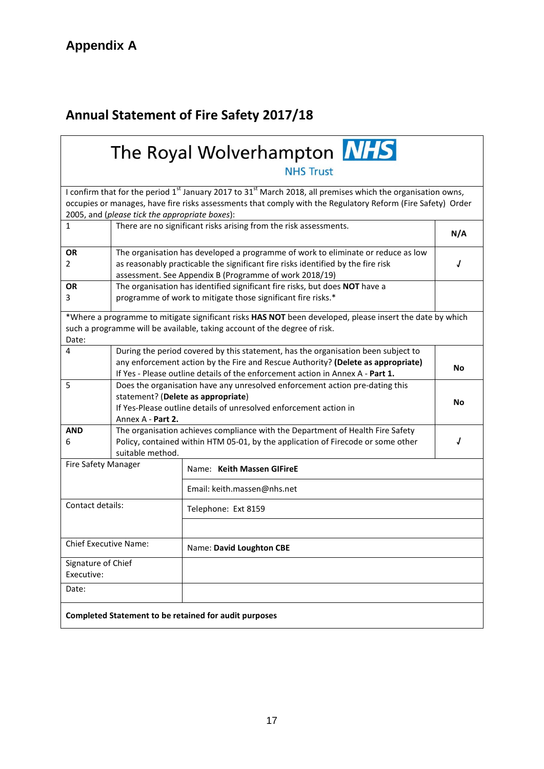# Appendix A

## Annual Statement of Fire Safety 2017/18

The Royal Wolverhampton NHS Trust

I confirm that for the period 1st January 2017 to 31st March 2018, all premises which the organisation owns, occupies or manages, have fire risks assessments that comply with the Regulatory Reform (Fire Safety) Order 2005, and (*please tick the appropriate boxes*):

| | | |
|---|---|---|
| 1 | There are no significant risks arising from the risk assessments. | N/A |
| **OR** 2 | The organisation has developed a programme of work to eliminate or reduce as low as reasonably practicable the significant fire risks identified by the fire risk assessment. See Appendix B (Programme of work 2018/19) | √ |
| **OR** 3 | The organisation has identified significant fire risks, but does **NOT** have a programme of work to mitigate those significant fire risks.* | |
| *Where a programme to mitigate significant risks **HAS NOT** been developed, please insert the date by which such a programme will be available, taking account of the degree of risk. Date: | | |
| 4 | During the period covered by this statement, has the organisation been subject to any enforcement action by the Fire and Rescue Authority? **(Delete as appropriate)** If Yes - Please outline details of the enforcement action in Annex A - **Part 1.** | **No** |
| 5 | Does the organisation have any unresolved enforcement action pre-dating this statement? (**Delete as appropriate**) If Yes-Please outline details of unresolved enforcement action in Annex A - **Part 2.** | **No** |
| **AND** 6 | The organisation achieves compliance with the Department of Health Fire Safety Policy, contained within HTM 05-01, by the application of Firecode or some other suitable method. | √ |

| | |
|---|---|
| Fire Safety Manager | Name: **Keith Massen GIFireE** |
| | Email: keith.massen@nhs.net |
| Contact details: | Telephone: Ext 8159 |
| | |
| Chief Executive Name: | Name: **David Loughton CBE** |
| Signature of Chief Executive: | |
| Date: | |

**Completed Statement to be retained for audit purposes**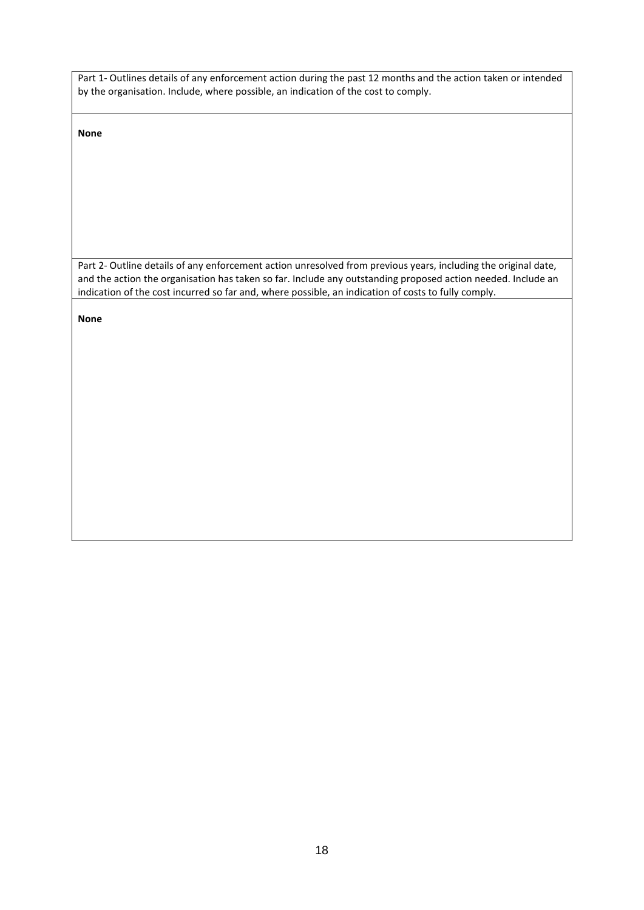| Part 1- Outlines details of any enforcement action during the past 12 months and the action taken or intended by the organisation. Include, where possible, an indication of the cost to comply. |
| --- |
| **None** |
| Part 2- Outline details of any enforcement action unresolved from previous years, including the original date, and the action the organisation has taken so far. Include any outstanding proposed action needed. Include an indication of the cost incurred so far and, where possible, an indication of costs to fully comply. |
| **None** |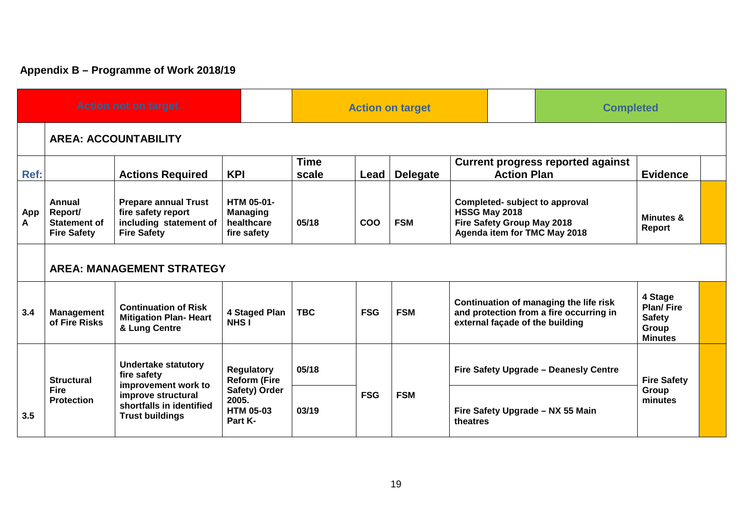## Appendix B – Programme of Work 2018/19

| Action not on target. | | | | Action on target | | | | Completed | |
|---|---|---|---|---|---|---|---|---|---|
| | **AREA: ACCOUNTABILITY** | | | | | | | | |
| **Ref:** | | **Actions Required** | **KPI** | **Time scale** | **Lead** | **Delegate** | **Current progress reported against Action Plan** | **Evidence** | |
| **App A** | **Annual Report/ Statement of Fire Safety** | **Prepare annual Trust fire safety report including statement of Fire Safety** | **HTM 05-01- Managing healthcare fire safety** | **05/18** | **COO** | **FSM** | **Completed- subject to approval HSSG May 2018 Fire Safety Group May 2018 Agenda item for TMC May 2018** | **Minutes & Report** | |
| | **AREA: MANAGEMENT STRATEGY** | | | | | | | | |
| **3.4** | **Management of Fire Risks** | **Continuation of Risk Mitigation Plan- Heart & Lung Centre** | **4 Staged Plan NHS I** | **TBC** | **FSG** | **FSM** | **Continuation of managing the life risk and protection from a fire occurring in external façade of the building** | **4 Stage Plan/ Fire Safety Group Minutes** | |
| **3.5** | **Structural Fire Protection** | **Undertake statutory fire safety improvement work to improve structural shortfalls in identified Trust buildings** | **Regulatory Reform (Fire Safety) Order 2005. HTM 05-03 Part K-** | **05/18** | **FSG** | **FSM** | **Fire Safety Upgrade – Deanesly Centre** | **Fire Safety Group minutes** | |
| | | | | **03/19** | | | **Fire Safety Upgrade – NX 55 Main theatres** | | |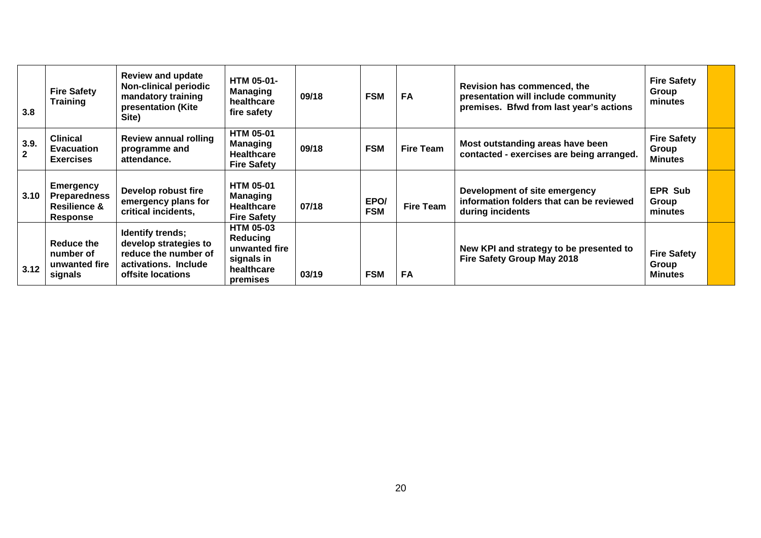| | | | | | | | | | |
|---|---|---|---|---|---|---|---|---|---|
| **3.8** | **Fire Safety Training** | **Review and update Non-clinical periodic mandatory training presentation (Kite Site)** | **HTM 05-01- Managing healthcare fire safety** | **09/18** | **FSM** | **FA** | **Revision has commenced, the presentation will include community premises. Bfwd from last year's actions** | **Fire Safety Group minutes** | |
| **3.9.2** | **Clinical Evacuation Exercises** | **Review annual rolling programme and attendance.** | **HTM 05-01 Managing Healthcare Fire Safety** | **09/18** | **FSM** | **Fire Team** | **Most outstanding areas have been contacted - exercises are being arranged.** | **Fire Safety Group Minutes** | |
| **3.10** | **Emergency Preparedness Resilience & Response** | **Develop robust fire emergency plans for critical incidents,** | **HTM 05-01 Managing Healthcare Fire Safety** | **07/18** | **EPO/ FSM** | **Fire Team** | **Development of site emergency information folders that can be reviewed during incidents** | **EPR Sub Group minutes** | |
| **3.12** | **Reduce the number of unwanted fire signals** | **Identify trends; develop strategies to reduce the number of activations. Include offsite locations** | **HTM 05-03 Reducing unwanted fire signals in healthcare premises** | **03/19** | **FSM** | **FA** | **New KPI and strategy to be presented to Fire Safety Group May 2018** | **Fire Safety Group Minutes** | |